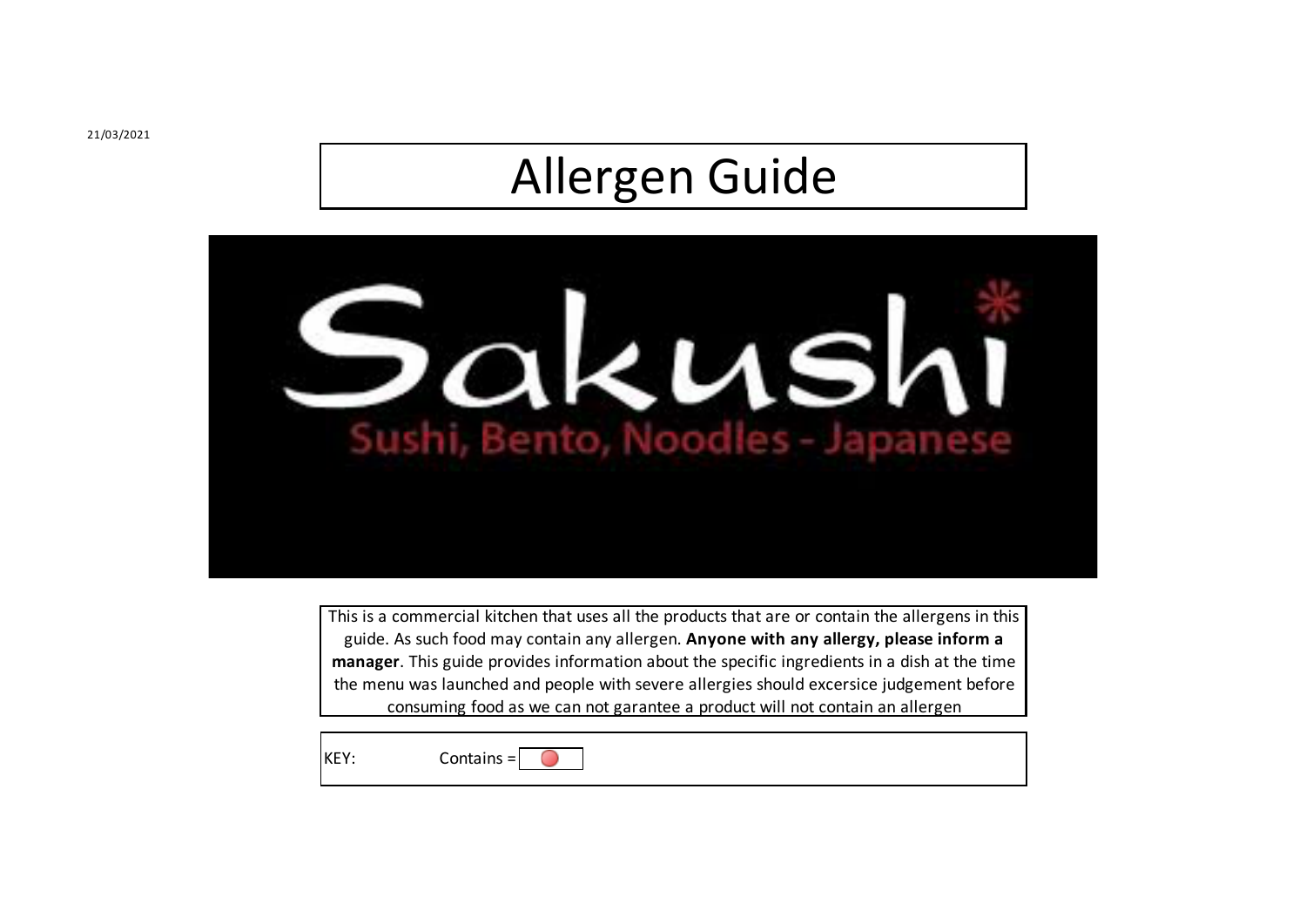21/03/2021

# Allergen Guide

Sakushi

Sushi, Bento, Noodles - Japanese

This is a commercial kitchen that uses all the products that are or contain the allergens in this guide. As such food may contain any allergen. **Anyone with any allergy, please inform a manager**. This guide provides information about the specific ingredients in a dish at the time the menu was launched and people with severe allergies should excersice judgement before consuming food as we can not garantee a product will not contain an allergen

KEY: Contains = 🔴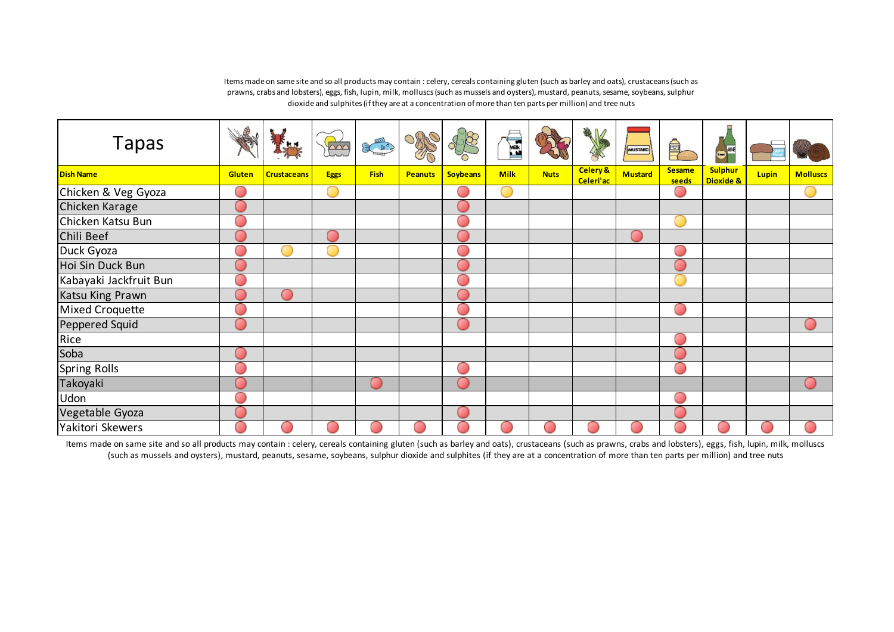Items made on same site and so all products may contain : celery, cereals containing gluten (such as barley and oats), crustaceans (such as prawns, crabs and lobsters), eggs, fish, lupin, milk, molluscs (such as mussels and oysters), mustard, peanuts, sesame, soybeans, sulphur dioxide and sulphites (if they are at a concentration of more than ten parts per million) and tree nuts

# Tapas

| Dish Name | Gluten | Crustaceans | Eggs | Fish | Peanuts | Soybeans | Milk | Nuts | Celery & Celeri'ac | Mustard | Sesame seeds | Sulphur Dioxide & | Lupin | Molluscs |
|---|---|---|---|---|---|---|---|---|---|---|---|---|---|---|
| Chicken & Veg Gyoza | 🔴 | | 🟡 | | | 🔴 | 🟡 | | | | 🔴 | | | 🟡 |
| Chicken Karage | 🔴 | | | | | 🔴 | | | | | | | | |
| Chicken Katsu Bun | 🔴 | | | | | 🔴 | | | | | 🟡 | | | |
| Chili Beef | 🔴 | | 🔴 | | | 🔴 | | | | 🔴 | | | | |
| Duck Gyoza | 🔴 | 🟡 | 🟡 | | | 🔴 | | | | | 🔴 | | | |
| Hoi Sin Duck Bun | 🔴 | | | | | 🔴 | | | | | 🔴 | | | |
| Kabayaki Jackfruit Bun | 🔴 | | | | | 🔴 | | | | | 🟡 | | | |
| Katsu King Prawn | 🔴 | 🔴 | | | | 🔴 | | | | | | | | |
| Mixed Croquette | 🔴 | | | | | 🔴 | | | | | 🔴 | | | |
| Peppered Squid | 🔴 | | | | | 🔴 | | | | | | | | 🔴 |
| Rice | | | | | | | | | | | 🔴 | | | |
| Soba | 🔴 | | | | | | | | | | 🔴 | | | |
| Spring Rolls | 🔴 | | | | | 🔴 | | | | | 🔴 | | | |
| Takoyaki | 🔴 | | | 🔴 | | 🔴 | | | | | | | | 🔴 |
| Udon | 🔴 | | | | | | | | | | 🔴 | | | |
| Vegetable Gyoza | 🔴 | | | | | 🔴 | | | | | 🔴 | | | |
| Yakitori Skewers | 🔴 | 🔴 | 🔴 | 🔴 | 🔴 | 🔴 | 🔴 | 🔴 | 🔴 | 🔴 | 🔴 | 🔴 | 🔴 | 🔴 |

Items made on same site and so all products may contain : celery, cereals containing gluten (such as barley and oats), crustaceans (such as prawns, crabs and lobsters), eggs, fish, lupin, milk, molluscs (such as mussels and oysters), mustard, peanuts, sesame, soybeans, sulphur dioxide and sulphites (if they are at a concentration of more than ten parts per million) and tree nuts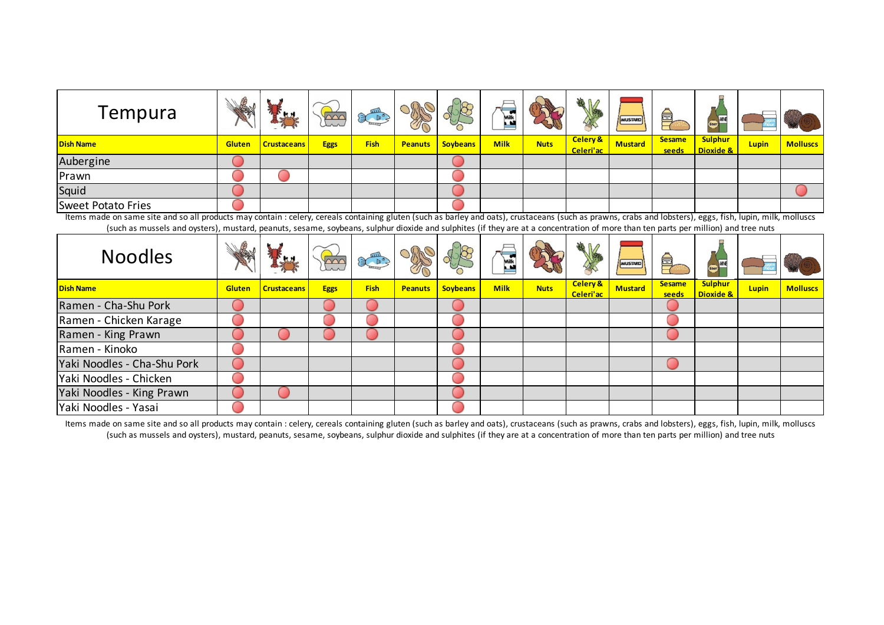## Tempura

| Dish Name | Gluten | Crustaceans | Eggs | Fish | Peanuts | Soybeans | Milk | Nuts | Celery & Celeri'ac | Mustard | Sesame seeds | Sulphur Dioxide & | Lupin | Molluscs |
|---|---|---|---|---|---|---|---|---|---|---|---|---|---|---|
| Aubergine | ● | | | | | ● | | | | | | | | |
| Prawn | ● | ● | | | | ● | | | | | | | | |
| Squid | ● | | | | | ● | | | | | | | | ● |
| Sweet Potato Fries | ● | | | | | ● | | | | | | | | |

Items made on same site and so all products may contain : celery, cereals containing gluten (such as barley and oats), crustaceans (such as prawns, crabs and lobsters), eggs, fish, lupin, milk, molluscs (such as mussels and oysters), mustard, peanuts, sesame, soybeans, sulphur dioxide and sulphites (if they are at a concentration of more than ten parts per million) and tree nuts

## Noodles

| Dish Name | Gluten | Crustaceans | Eggs | Fish | Peanuts | Soybeans | Milk | Nuts | Celery & Celeri'ac | Mustard | Sesame seeds | Sulphur Dioxide & | Lupin | Molluscs |
|---|---|---|---|---|---|---|---|---|---|---|---|---|---|---|
| Ramen - Cha-Shu Pork | ● | | ● | ● | | ● | | | | | ● | | | |
| Ramen - Chicken Karage | ● | | ● | ● | | ● | | | | | ● | | | |
| Ramen - King Prawn | ● | ● | ● | ● | | ● | | | | | ● | | | |
| Ramen - Kinoko | ● | | | | | ● | | | | | | | | |
| Yaki Noodles - Cha-Shu Pork | ● | | | | | ● | | | | | ● | | | |
| Yaki Noodles - Chicken | ● | | | | | ● | | | | | | | | |
| Yaki Noodles - King Prawn | ● | ● | | | | ● | | | | | | | | |
| Yaki Noodles - Yasai | ● | | | | | ● | | | | | | | | |

Items made on same site and so all products may contain : celery, cereals containing gluten (such as barley and oats), crustaceans (such as prawns, crabs and lobsters), eggs, fish, lupin, milk, molluscs (such as mussels and oysters), mustard, peanuts, sesame, soybeans, sulphur dioxide and sulphites (if they are at a concentration of more than ten parts per million) and tree nuts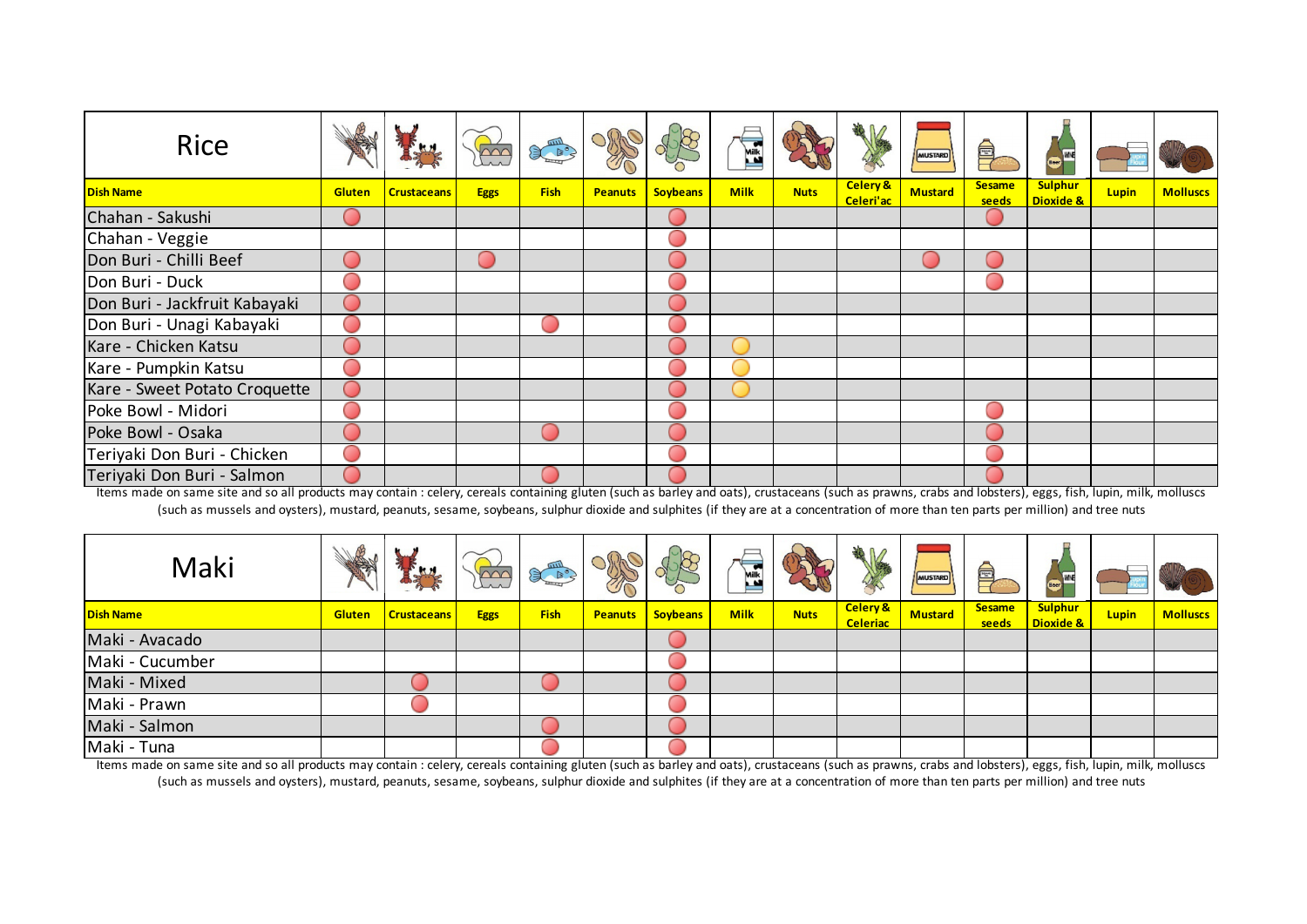## Rice

| Dish Name | Gluten | Crustaceans | Eggs | Fish | Peanuts | Soybeans | Milk | Nuts | Celery & Celeri'ac | Mustard | Sesame seeds | Sulphur Dioxide & | Lupin | Molluscs |
|---|---|---|---|---|---|---|---|---|---|---|---|---|---|---|
| Chahan - Sakushi | ● | | | | | ● | | | | | ● | | | |
| Chahan - Veggie | | | | | | ● | | | | | | | | |
| Don Buri - Chilli Beef | ● | | ● | | | ● | | | | ● | ● | | | |
| Don Buri - Duck | ● | | | | | ● | | | | | ● | | | |
| Don Buri - Jackfruit Kabayaki | ● | | | | | ● | | | | | | | | |
| Don Buri - Unagi Kabayaki | ● | | | ● | | ● | | | | | | | | |
| Kare - Chicken Katsu | ● | | | | | ● | ○ | | | | | | | |
| Kare - Pumpkin Katsu | ● | | | | | ● | ○ | | | | | | | |
| Kare - Sweet Potato Croquette | ● | | | | | ● | ○ | | | | | | | |
| Poke Bowl - Midori | ● | | | | | ● | | | | | ● | | | |
| Poke Bowl - Osaka | ● | | | ● | | ● | | | | | ● | | | |
| Teriyaki Don Buri - Chicken | ● | | | | | ● | | | | | ● | | | |
| Teriyaki Don Buri - Salmon | ● | | | ● | | ● | | | | | ● | | | |

Items made on same site and so all products may contain : celery, cereals containing gluten (such as barley and oats), crustaceans (such as prawns, crabs and lobsters), eggs, fish, lupin, milk, molluscs (such as mussels and oysters), mustard, peanuts, sesame, soybeans, sulphur dioxide and sulphites (if they are at a concentration of more than ten parts per million) and tree nuts

## Maki

| Dish Name | Gluten | Crustaceans | Eggs | Fish | Peanuts | Soybeans | Milk | Nuts | Celery & Celeriac | Mustard | Sesame seeds | Sulphur Dioxide & | Lupin | Molluscs |
|---|---|---|---|---|---|---|---|---|---|---|---|---|---|---|
| Maki - Avacado | | | | | | ● | | | | | | | | |
| Maki - Cucumber | | | | | | ● | | | | | | | | |
| Maki - Mixed | | ● | | ● | | ● | | | | | | | | |
| Maki - Prawn | | ● | | | | ● | | | | | | | | |
| Maki - Salmon | | | | ● | | ● | | | | | | | | |
| Maki - Tuna | | | | ● | | ● | | | | | | | | |

Items made on same site and so all products may contain : celery, cereals containing gluten (such as barley and oats), crustaceans (such as prawns, crabs and lobsters), eggs, fish, lupin, milk, molluscs (such as mussels and oysters), mustard, peanuts, sesame, soybeans, sulphur dioxide and sulphites (if they are at a concentration of more than ten parts per million) and tree nuts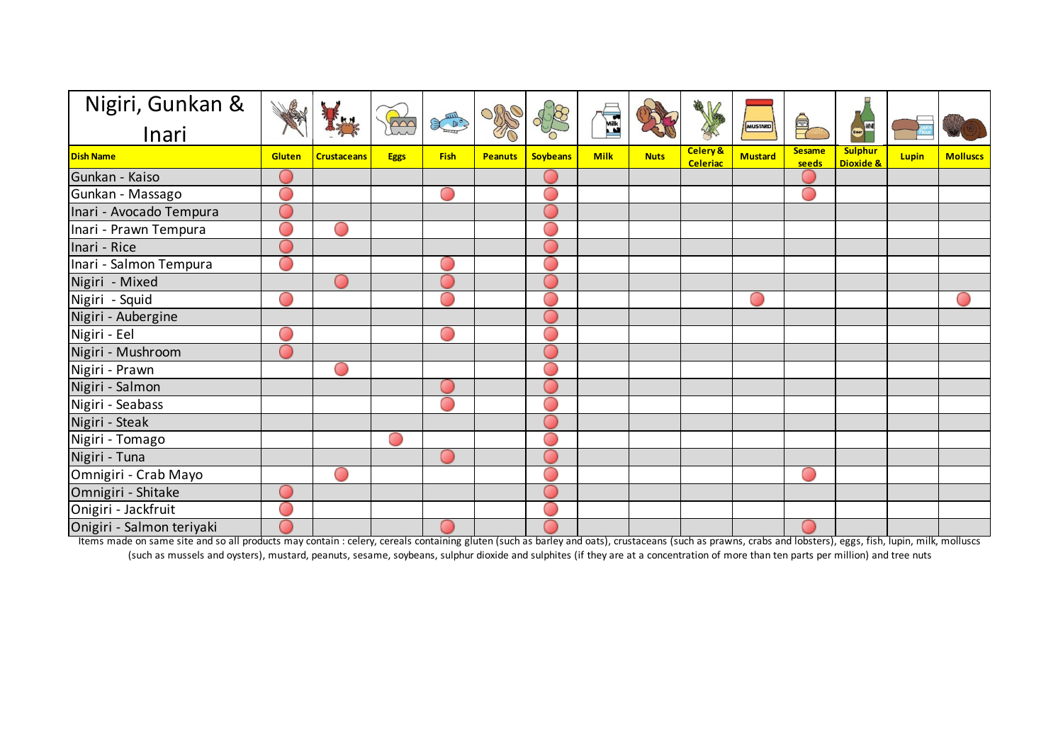| Nigiri, Gunkan & Inari | | | | | | | | | | | | | | |
|---|---|---|---|---|---|---|---|---|---|---|---|---|---|---|
| **Dish Name** | **Gluten** | **Crustaceans** | **Eggs** | **Fish** | **Peanuts** | **Soybeans** | **Milk** | **Nuts** | **Celery & Celeriac** | **Mustard** | **Sesame seeds** | **Sulphur Dioxide &** | **Lupin** | **Molluscs** |
| Gunkan - Kaiso | ● | | | | | ● | | | | | ● | | | |
| Gunkan - Massago | ● | | | ● | | ● | | | | | ● | | | |
| Inari - Avocado Tempura | ● | | | | | ● | | | | | | | | |
| Inari - Prawn Tempura | ● | ● | | | | ● | | | | | | | | |
| Inari - Rice | ● | | | | | ● | | | | | | | | |
| Inari - Salmon Tempura | ● | | | ● | | ● | | | | | | | | |
| Nigiri - Mixed | | ● | | ● | | ● | | | | | | | | |
| Nigiri - Squid | ● | | | ● | | ● | | | | ● | | | | ● |
| Nigiri - Aubergine | | | | | | ● | | | | | | | | |
| Nigiri - Eel | ● | | | ● | | ● | | | | | | | | |
| Nigiri - Mushroom | ● | | | | | ● | | | | | | | | |
| Nigiri - Prawn | | ● | | | | ● | | | | | | | | |
| Nigiri - Salmon | | | | ● | | ● | | | | | | | | |
| Nigiri - Seabass | | | | ● | | ● | | | | | | | | |
| Nigiri - Steak | | | | | | ● | | | | | | | | |
| Nigiri - Tomago | | | ● | | | ● | | | | | | | | |
| Nigiri - Tuna | | | | ● | | ● | | | | | | | | |
| Omnigiri - Crab Mayo | | ● | | | | ● | | | | | ● | | | |
| Omnigiri - Shitake | ● | | | | | ● | | | | | | | | |
| Onigiri - Jackfruit | ● | | | | | ● | | | | | | | | |
| Onigiri - Salmon teriyaki | ● | | | ● | | ● | | | | | ● | | | |

Items made on same site and so all products may contain : celery, cereals containing gluten (such as barley and oats), crustaceans (such as prawns, crabs and lobsters), eggs, fish, lupin, milk, molluscs (such as mussels and oysters), mustard, peanuts, sesame, soybeans, sulphur dioxide and sulphites (if they are at a concentration of more than ten parts per million) and tree nuts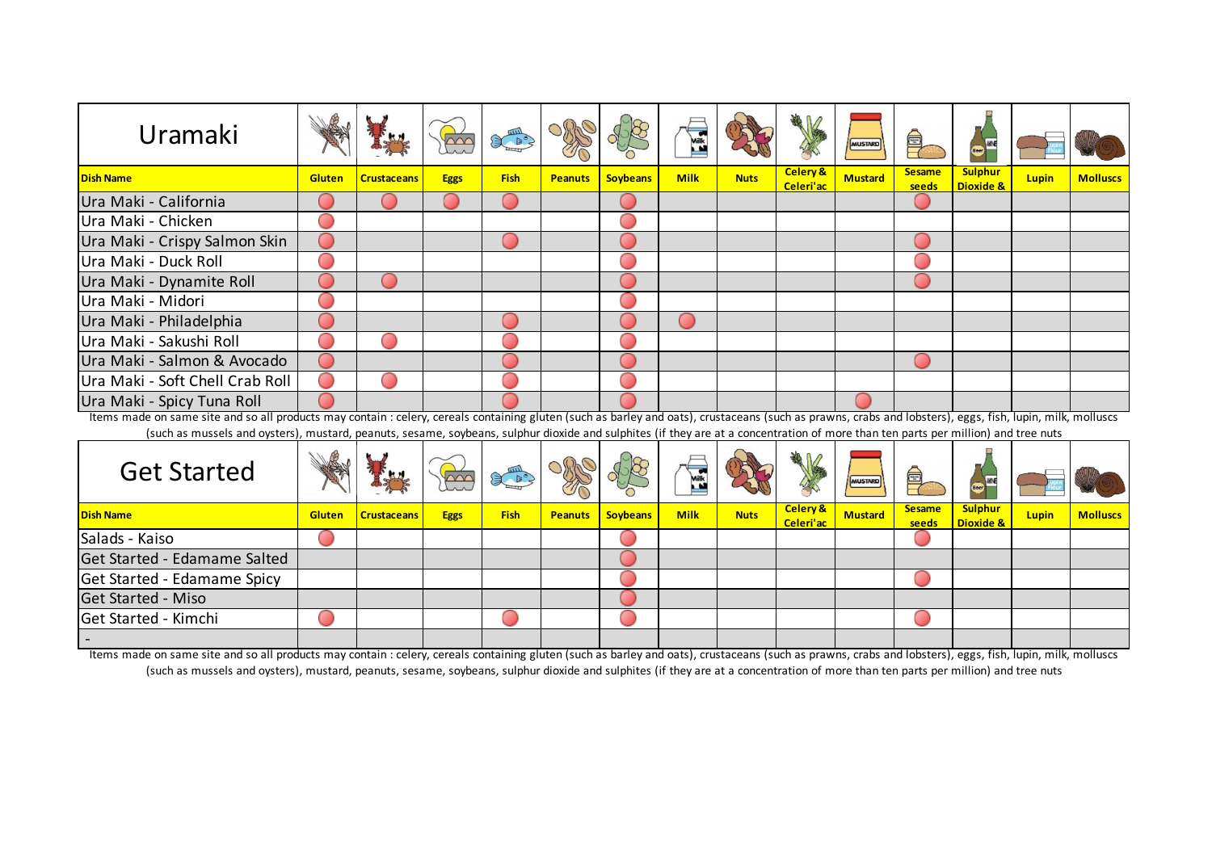## Uramaki

| Dish Name | Gluten | Crustaceans | Eggs | Fish | Peanuts | Soybeans | Milk | Nuts | Celery & Celeri'ac | Mustard | Sesame seeds | Sulphur Dioxide & | Lupin | Molluscs |
|---|---|---|---|---|---|---|---|---|---|---|---|---|---|---|
| Ura Maki - California | ● | ● | ● | ● | | ● | | | | | ● | | | |
| Ura Maki - Chicken | ● | | | | | ● | | | | | | | | |
| Ura Maki - Crispy Salmon Skin | ● | | | ● | | ● | | | | | ● | | | |
| Ura Maki - Duck Roll | ● | | | | | ● | | | | | ● | | | |
| Ura Maki - Dynamite Roll | ● | ● | | | | ● | | | | | ● | | | |
| Ura Maki - Midori | ● | | | | | ● | | | | | | | | |
| Ura Maki - Philadelphia | ● | | | ● | | ● | ● | | | | | | | |
| Ura Maki - Sakushi Roll | ● | ● | | ● | | ● | | | | | | | | |
| Ura Maki - Salmon & Avocado | ● | | | ● | | ● | | | | | ● | | | |
| Ura Maki - Soft Chell Crab Roll | ● | ● | | ● | | ● | | | | | | | | |
| Ura Maki - Spicy Tuna Roll | ● | | | ● | | ● | | | | ● | | | | |

Items made on same site and so all products may contain : celery, cereals containing gluten (such as barley and oats), crustaceans (such as prawns, crabs and lobsters), eggs, fish, lupin, milk, molluscs (such as mussels and oysters), mustard, peanuts, sesame, soybeans, sulphur dioxide and sulphites (if they are at a concentration of more than ten parts per million) and tree nuts

## Get Started

| Dish Name | Gluten | Crustaceans | Eggs | Fish | Peanuts | Soybeans | Milk | Nuts | Celery & Celeri'ac | Mustard | Sesame seeds | Sulphur Dioxide & | Lupin | Molluscs |
|---|---|---|---|---|---|---|---|---|---|---|---|---|---|---|
| Salads - Kaiso | ● | | | | | | | | | | ● | | | |
| Get Started - Edamame Salted | | | | | | ● | | | | | | | | |
| Get Started - Edamame Spicy | | | | | | ● | | | | | ● | | | |
| Get Started - Miso | | | | | | ● | | | | | | | | |
| Get Started - Kimchi | ● | | | ● | | ● | | | | | ● | | | |
| - | | | | | | | | | | | | | | |

Items made on same site and so all products may contain : celery, cereals containing gluten (such as barley and oats), crustaceans (such as prawns, crabs and lobsters), eggs, fish, lupin, milk, molluscs (such as mussels and oysters), mustard, peanuts, sesame, soybeans, sulphur dioxide and sulphites (if they are at a concentration of more than ten parts per million) and tree nuts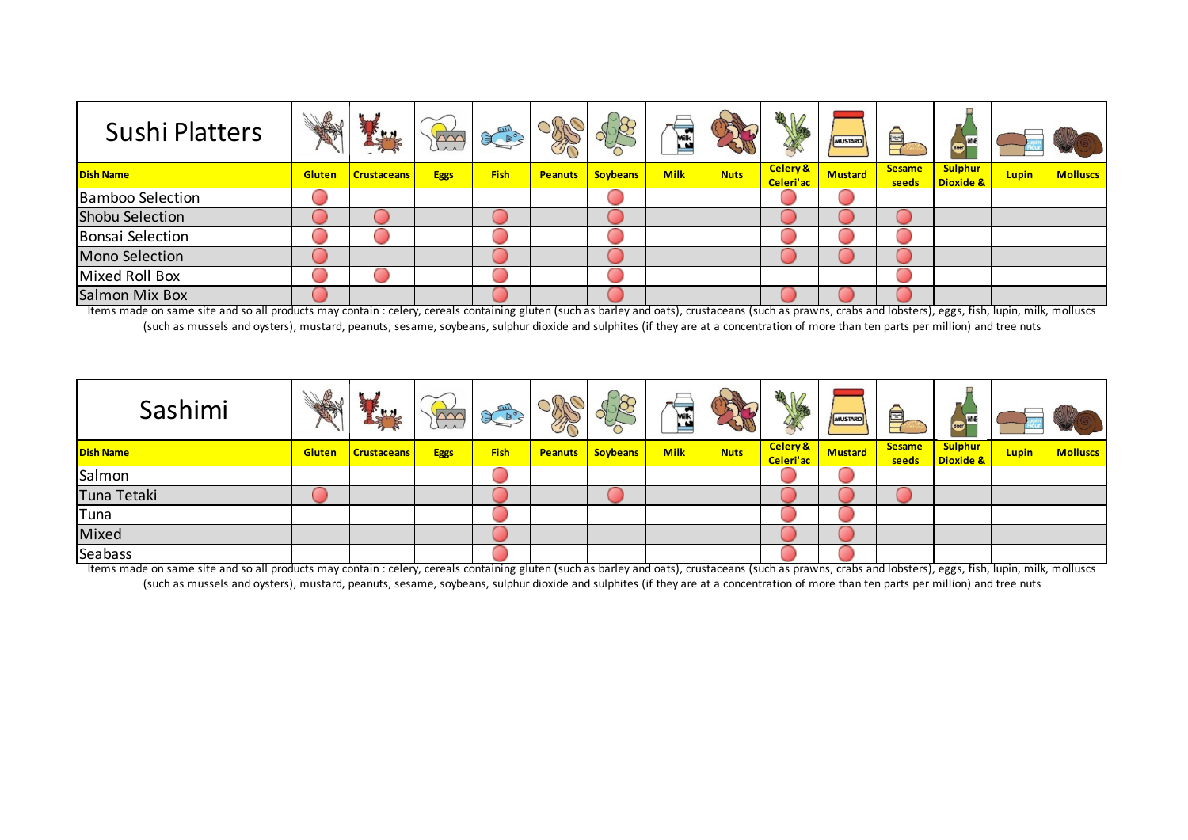## Sushi Platters

| Dish Name | Gluten | Crustaceans | Eggs | Fish | Peanuts | Soybeans | Milk | Nuts | Celery & Celeri'ac | Mustard | Sesame seeds | Sulphur Dioxide & | Lupin | Molluscs |
|---|---|---|---|---|---|---|---|---|---|---|---|---|---|---|
| Bamboo Selection | ● | | | | | ● | | | ● | ● | | | | |
| Shobu Selection | ● | ● | | ● | | ● | | | ● | ● | ● | | | |
| Bonsai Selection | ● | ● | | ● | | ● | | | ● | ● | ● | | | |
| Mono Selection | ● | | | ● | | ● | | | ● | ● | ● | | | |
| Mixed Roll Box | ● | ● | | ● | | ● | | | | | ● | | | |
| Salmon Mix Box | ● | | | ● | | ● | | | ● | ● | ● | | | |

Items made on same site and so all products may contain : celery, cereals containing gluten (such as barley and oats), crustaceans (such as prawns, crabs and lobsters), eggs, fish, lupin, milk, molluscs (such as mussels and oysters), mustard, peanuts, sesame, soybeans, sulphur dioxide and sulphites (if they are at a concentration of more than ten parts per million) and tree nuts

## Sashimi

| Dish Name | Gluten | Crustaceans | Eggs | Fish | Peanuts | Soybeans | Milk | Nuts | Celery & Celeri'ac | Mustard | Sesame seeds | Sulphur Dioxide & | Lupin | Molluscs |
|---|---|---|---|---|---|---|---|---|---|---|---|---|---|---|
| Salmon | | | | ● | | | | | ● | ● | | | | |
| Tuna Tetaki | ● | | | ● | | ● | | | ● | ● | ● | | | |
| Tuna | | | | ● | | | | | ● | ● | | | | |
| Mixed | | | | ● | | | | | ● | ● | | | | |
| Seabass | | | | ● | | | | | ● | ● | | | | |

Items made on same site and so all products may contain : celery, cereals containing gluten (such as barley and oats), crustaceans (such as prawns, crabs and lobsters), eggs, fish, lupin, milk, molluscs (such as mussels and oysters), mustard, peanuts, sesame, soybeans, sulphur dioxide and sulphites (if they are at a concentration of more than ten parts per million) and tree nuts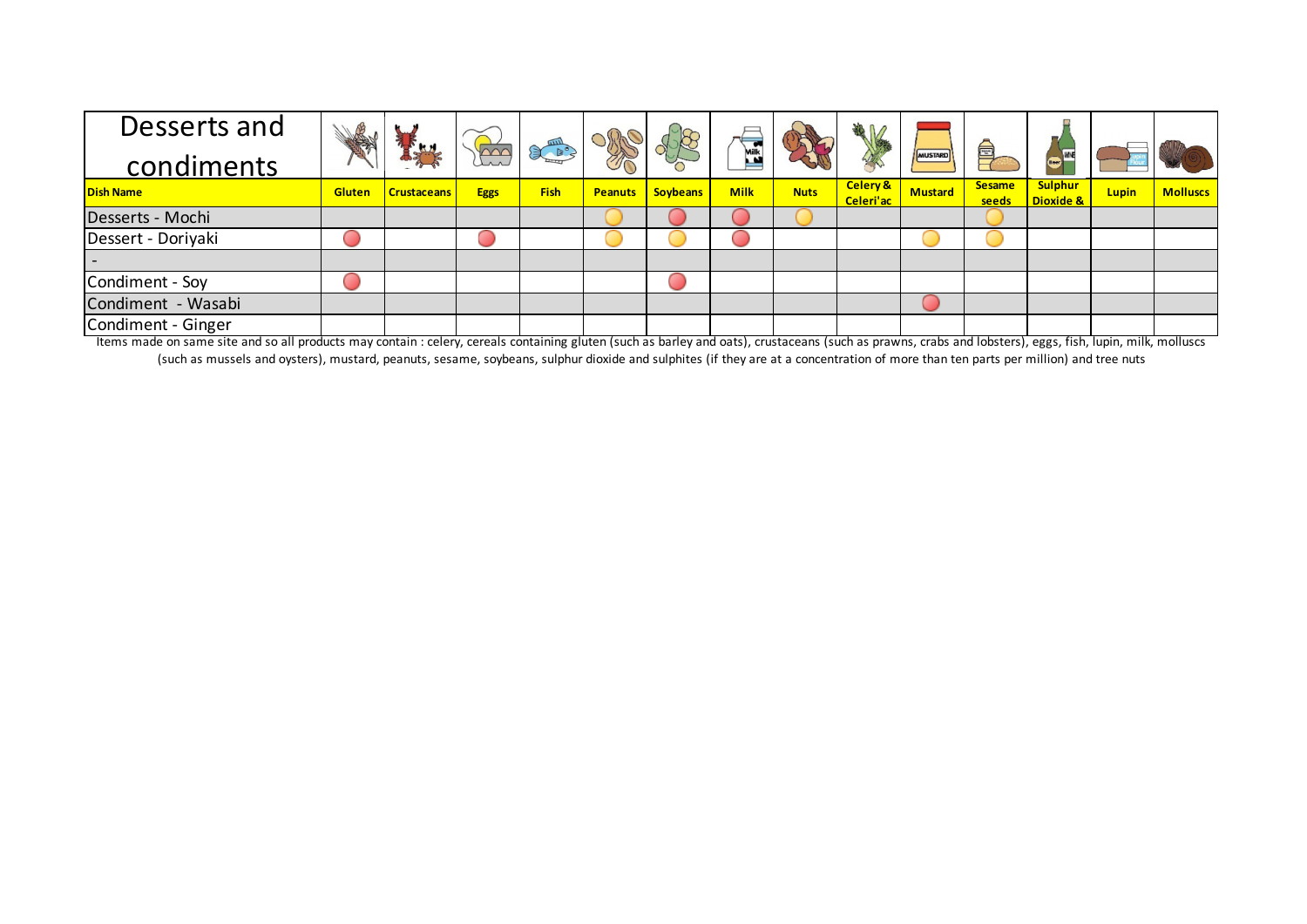# Desserts and condiments

| Dish Name | Gluten | Crustaceans | Eggs | Fish | Peanuts | Soybeans | Milk | Nuts | Celery & Celeri'ac | Mustard | Sesame seeds | Sulphur Dioxide & | Lupin | Molluscs |
|---|---|---|---|---|---|---|---|---|---|---|---|---|---|---|
| Desserts - Mochi | | | | | 🟡 | 🔴 | 🔴 | 🟡 | | | | | | |
| Dessert - Doriyaki | 🔴 | | 🔴 | | 🟡 | 🟡 | 🔴 | | | 🟡 | 🟡 | | | |
| - | | | | | | | | | | | | | | |
| Condiment - Soy | 🔴 | | | | | 🔴 | | | | | | | | |
| Condiment - Wasabi | | | | | | | | | | 🔴 | | | | |
| Condiment - Ginger | | | | | | | | | | | | | | |

Items made on same site and so all products may contain : celery, cereals containing gluten (such as barley and oats), crustaceans (such as prawns, crabs and lobsters), eggs, fish, lupin, milk, molluscs (such as mussels and oysters), mustard, peanuts, sesame, soybeans, sulphur dioxide and sulphites (if they are at a concentration of more than ten parts per million) and tree nuts